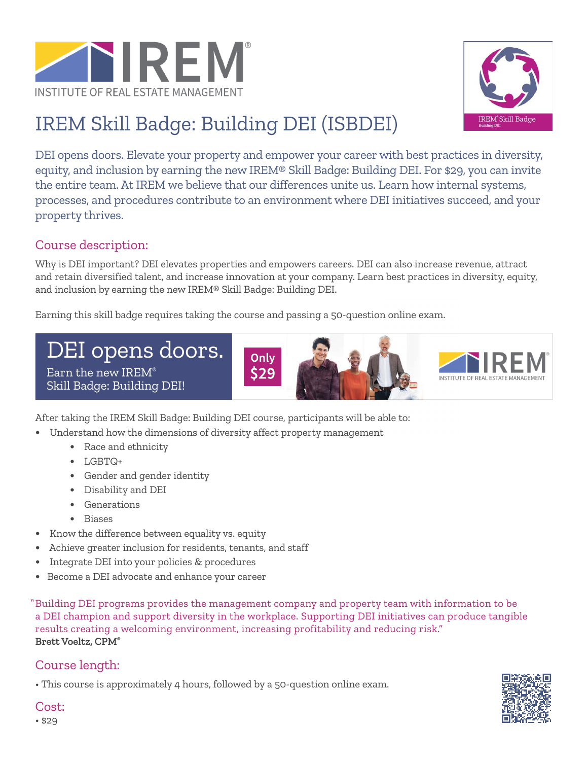# IREM Skill Badge: Building DEI (ISBDEI)

DEI opens doors. Elevate your property and empower your career with best practices in diversity, equity, and inclusion by earning the new IREM® Skill Badge: Building DEI. For $29, you can invite the entire team. At IREM we believe that our differences unite us. Learn how internal systems, processes, and procedures contribute to an environment where DEI initiatives succeed, and your property thrives.

## Course description:

Why is DEI important? DEI elevates properties and empowers careers. DEI can also increase revenue, attract and retain diversified talent, and increase innovation at your company. Learn best practices in diversity, equity, and inclusion by earning the new IREM® Skill Badge: Building DEI.

Earning this skill badge requires taking the course and passing a 50-question online exam.

DEI opens doors. Earn the new IREM® Skill Badge: Building DEI! Only $29

After taking the IREM Skill Badge: Building DEI course, participants will be able to:

- Understand how the dimensions of diversity affect property management
  - Race and ethnicity
  - LGBTQ+
  - Gender and gender identity
  - Disability and DEI
  - Generations
  - Biases
- Know the difference between equality vs. equity
- Achieve greater inclusion for residents, tenants, and staff
- Integrate DEI into your policies & procedures
- Become a DEI advocate and enhance your career

"Building DEI programs provides the management company and property team with information to be a DEI champion and support diversity in the workplace. Supporting DEI initiatives can produce tangible results creating a welcoming environment, increasing profitability and reducing risk."
**Brett Voeltz, CPM®**

## Course length:

- This course is approximately 4 hours, followed by a 50-question online exam.

## Cost:

- $29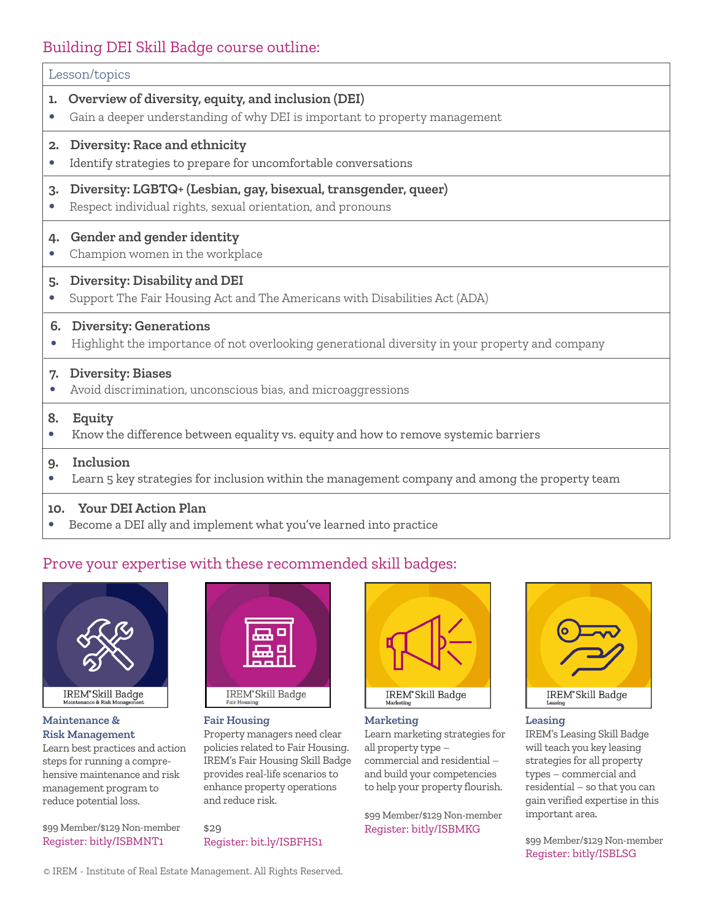## Building DEI Skill Badge course outline:

| Lesson/topics |
|---|
| **1. Overview of diversity, equity, and inclusion (DEI)**<br>• Gain a deeper understanding of why DEI is important to property management |
| **2. Diversity: Race and ethnicity**<br>• Identify strategies to prepare for uncomfortable conversations |
| **3. Diversity: LGBTQ+ (Lesbian, gay, bisexual, transgender, queer)**<br>• Respect individual rights, sexual orientation, and pronouns |
| **4. Gender and gender identity**<br>• Champion women in the workplace |
| **5. Diversity: Disability and DEI**<br>• Support The Fair Housing Act and The Americans with Disabilities Act (ADA) |
| **6. Diversity: Generations**<br>• Highlight the importance of not overlooking generational diversity in your property and company |
| **7. Diversity: Biases**<br>• Avoid discrimination, unconscious bias, and microaggressions |
| **8. Equity**<br>• Know the difference between equality vs. equity and how to remove systemic barriers |
| **9. Inclusion**<br>• Learn 5 key strategies for inclusion within the management company and among the property team |
| **10. Your DEI Action Plan**<br>• Become a DEI ally and implement what you've learned into practice |

## Prove your expertise with these recommended skill badges:

IREM® Skill Badge
Maintenance & Risk Management

**Maintenance & Risk Management**
Learn best practices and action steps for running a comprehensive maintenance and risk management program to reduce potential loss.

$99 Member/$129 Non-member
Register: bitly/ISBMNT1

IREM® Skill Badge
Fair Housing

**Fair Housing**
Property managers need clear policies related to Fair Housing. IREM's Fair Housing Skill Badge provides real-life scenarios to enhance property operations and reduce risk.

$29
Register: bit.ly/ISBFHS1

IREM® Skill Badge
Marketing

**Marketing**
Learn marketing strategies for all property type – commercial and residential – and build your competencies to help your property flourish.

$99 Member/$129 Non-member
Register: bitly/ISBMKG

IREM® Skill Badge
Leasing

**Leasing**
IREM's Leasing Skill Badge will teach you key leasing strategies for all property types – commercial and residential – so that you can gain verified expertise in this important area.

$99 Member/$129 Non-member
Register: bitly/ISBLSG

© IREM - Institute of Real Estate Management. All Rights Reserved.